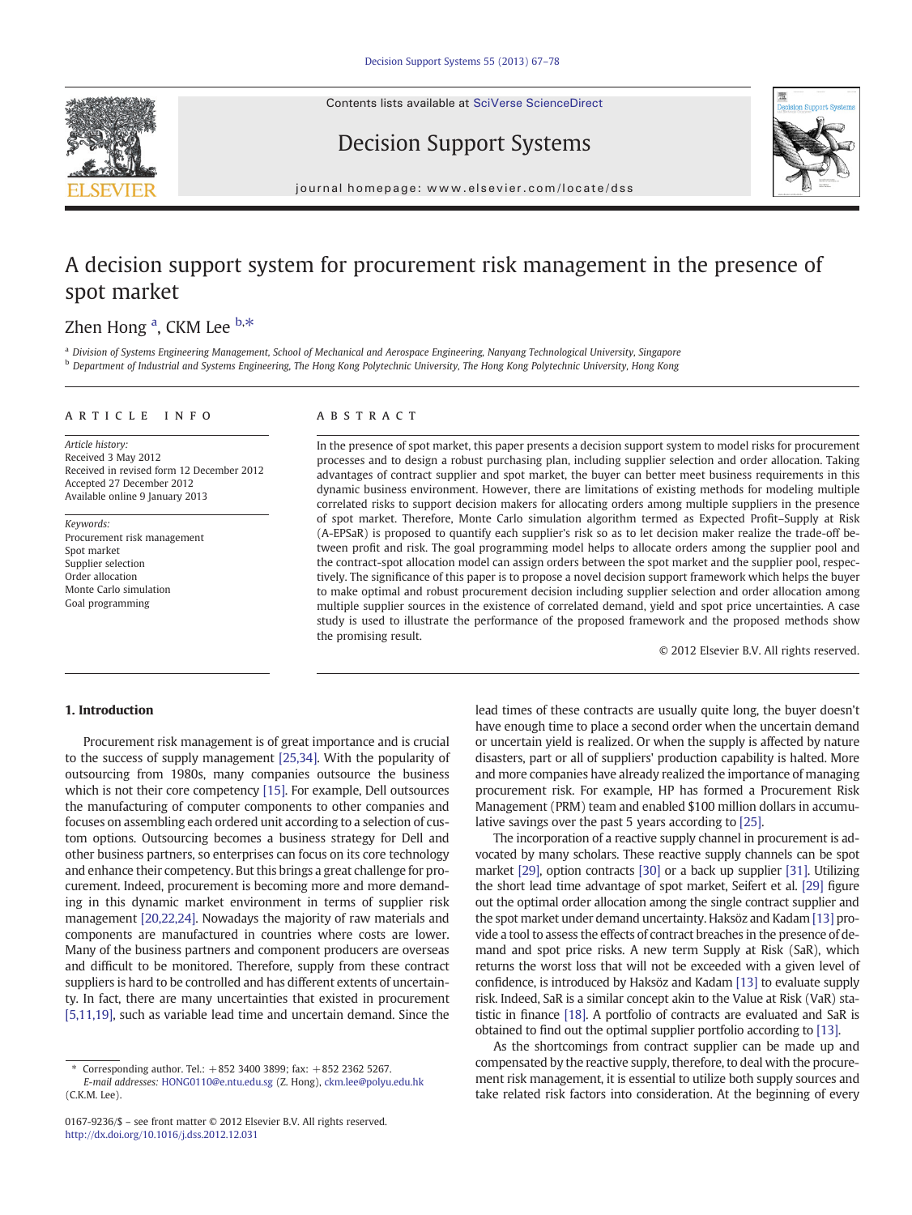# A decision support system for procurement risk management in the presence of spot market

Zhen Hong [a], CKM Lee [b,*]

[a] Division of Systems Engineering Management, School of Mechanical and Aerospace Engineering, Nanyang Technological University, Singapore

[b] Department of Industrial and Systems Engineering, The Hong Kong Polytechnic University, The Hong Kong Polytechnic University, Hong Kong

## ARTICLE INFO

*Article history:*
Received 3 May 2012
Received in revised form 12 December 2012
Accepted 27 December 2012
Available online 9 January 2013

*Keywords:*
Procurement risk management
Spot market
Supplier selection
Order allocation
Monte Carlo simulation
Goal programming

## ABSTRACT

In the presence of spot market, this paper presents a decision support system to model risks for procurement processes and to design a robust purchasing plan, including supplier selection and order allocation. Taking advantages of contract supplier and spot market, the buyer can better meet business requirements in this dynamic business environment. However, there are limitations of existing methods for modeling multiple correlated risks to support decision makers for allocating orders among multiple suppliers in the presence of spot market. Therefore, Monte Carlo simulation algorithm termed as Expected Profit–Supply at Risk (A-EPSaR) is proposed to quantify each supplier's risk so as to let decision maker realize the trade-off between profit and risk. The goal programming model helps to allocate orders among the supplier pool and the contract-spot allocation model can assign orders between the spot market and the supplier pool, respectively. The significance of this paper is to propose a novel decision support framework which helps the buyer to make optimal and robust procurement decision including supplier selection and order allocation among multiple supplier sources in the existence of correlated demand, yield and spot price uncertainties. A case study is used to illustrate the performance of the proposed framework and the proposed methods show the promising result.

© 2012 Elsevier B.V. All rights reserved.

## 1. Introduction

Procurement risk management is of great importance and is crucial to the success of supply management [25,34]. With the popularity of outsourcing from 1980s, many companies outsource the business which is not their core competency [15]. For example, Dell outsources the manufacturing of computer components to other companies and focuses on assembling each ordered unit according to a selection of custom options. Outsourcing becomes a business strategy for Dell and other business partners, so enterprises can focus on its core technology and enhance their competency. But this brings a great challenge for procurement. Indeed, procurement is becoming more and more demanding in this dynamic market environment in terms of supplier risk management [20,22,24]. Nowadays the majority of raw materials and components are manufactured in countries where costs are lower. Many of the business partners and component producers are overseas and difficult to be monitored. Therefore, supply from these contract suppliers is hard to be controlled and has different extents of uncertainty. In fact, there are many uncertainties that existed in procurement [5,11,19], such as variable lead time and uncertain demand. Since the lead times of these contracts are usually quite long, the buyer doesn't have enough time to place a second order when the uncertain demand or uncertain yield is realized. Or when the supply is affected by nature disasters, part or all of suppliers' production capability is halted. More and more companies have already realized the importance of managing procurement risk. For example, HP has formed a Procurement Risk Management (PRM) team and enabled $100 million dollars in accumulative savings over the past 5 years according to [25].

The incorporation of a reactive supply channel in procurement is advocated by many scholars. These reactive supply channels can be spot market [29], option contracts [30] or a back up supplier [31]. Utilizing the short lead time advantage of spot market, Seifert et al. [29] figure out the optimal order allocation among the single contract supplier and the spot market under demand uncertainty. Haksöz and Kadam [13] provide a tool to assess the effects of contract breaches in the presence of demand and spot price risks. A new term Supply at Risk (SaR), which returns the worst loss that will not be exceeded with a given level of confidence, is introduced by Haksöz and Kadam [13] to evaluate supply risk. Indeed, SaR is a similar concept akin to the Value at Risk (VaR) statistic in finance [18]. A portfolio of contracts are evaluated and SaR is obtained to find out the optimal supplier portfolio according to [13].

As the shortcomings from contract supplier can be made up and compensated by the reactive supply, therefore, to deal with the procurement risk management, it is essential to utilize both supply sources and take related risk factors into consideration. At the beginning of every

* Corresponding author. Tel.: +852 3400 3899; fax: +852 2362 5267.
*E-mail addresses:* HONG0110@e.ntu.edu.sg (Z. Hong), ckm.lee@polyu.edu.hk (C.K.M. Lee).

0167-9236/$ – see front matter © 2012 Elsevier B.V. All rights reserved.
http://dx.doi.org/10.1016/j.dss.2012.12.031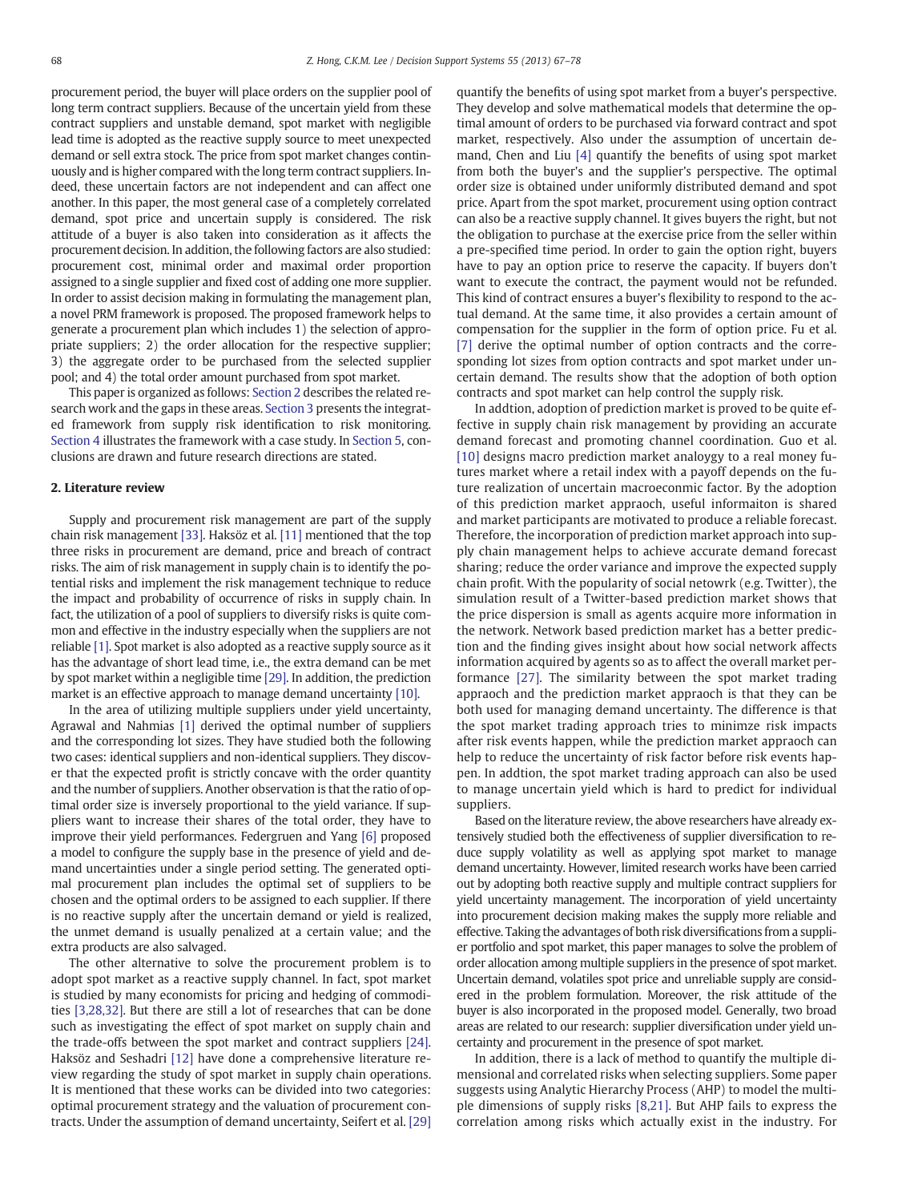procurement period, the buyer will place orders on the supplier pool of long term contract suppliers. Because of the uncertain yield from these contract suppliers and unstable demand, spot market with negligible lead time is adopted as the reactive supply source to meet unexpected demand or sell extra stock. The price from spot market changes continuously and is higher compared with the long term contract suppliers. Indeed, these uncertain factors are not independent and can affect one another. In this paper, the most general case of a completely correlated demand, spot price and uncertain supply is considered. The risk attitude of a buyer is also taken into consideration as it affects the procurement decision. In addition, the following factors are also studied: procurement cost, minimal order and maximal order proportion assigned to a single supplier and fixed cost of adding one more supplier. In order to assist decision making in formulating the management plan, a novel PRM framework is proposed. The proposed framework helps to generate a procurement plan which includes 1) the selection of appropriate suppliers; 2) the order allocation for the respective supplier; 3) the aggregate order to be purchased from the selected supplier pool; and 4) the total order amount purchased from spot market.

This paper is organized as follows: Section 2 describes the related research work and the gaps in these areas. Section 3 presents the integrated framework from supply risk identification to risk monitoring. Section 4 illustrates the framework with a case study. In Section 5, conclusions are drawn and future research directions are stated.

## 2. Literature review

Supply and procurement risk management are part of the supply chain risk management [33]. Haksöz et al. [11] mentioned that the top three risks in procurement are demand, price and breach of contract risks. The aim of risk management in supply chain is to identify the potential risks and implement the risk management technique to reduce the impact and probability of occurrence of risks in supply chain. In fact, the utilization of a pool of suppliers to diversify risks is quite common and effective in the industry especially when the suppliers are not reliable [1]. Spot market is also adopted as a reactive supply source as it has the advantage of short lead time, i.e., the extra demand can be met by spot market within a negligible time [29]. In addition, the prediction market is an effective approach to manage demand uncertainty [10].

In the area of utilizing multiple suppliers under yield uncertainty, Agrawal and Nahmias [1] derived the optimal number of suppliers and the corresponding lot sizes. They have studied both the following two cases: identical suppliers and non-identical suppliers. They discover that the expected profit is strictly concave with the order quantity and the number of suppliers. Another observation is that the ratio of optimal order size is inversely proportional to the yield variance. If suppliers want to increase their shares of the total order, they have to improve their yield performances. Federgruen and Yang [6] proposed a model to configure the supply base in the presence of yield and demand uncertainties under a single period setting. The generated optimal procurement plan includes the optimal set of suppliers to be chosen and the optimal orders to be assigned to each supplier. If there is no reactive supply after the uncertain demand or yield is realized, the unmet demand is usually penalized at a certain value; and the extra products are also salvaged.

The other alternative to solve the procurement problem is to adopt spot market as a reactive supply channel. In fact, spot market is studied by many economists for pricing and hedging of commodities [3,28,32]. But there are still a lot of researches that can be done such as investigating the effect of spot market on supply chain and the trade-offs between the spot market and contract suppliers [24]. Haksöz and Seshadri [12] have done a comprehensive literature review regarding the study of spot market in supply chain operations. It is mentioned that these works can be divided into two categories: optimal procurement strategy and the valuation of procurement contracts. Under the assumption of demand uncertainty, Seifert et al. [29] quantify the benefits of using spot market from a buyer's perspective. They develop and solve mathematical models that determine the optimal amount of orders to be purchased via forward contract and spot market, respectively. Also under the assumption of uncertain demand, Chen and Liu [4] quantify the benefits of using spot market from both the buyer's and the supplier's perspective. The optimal order size is obtained under uniformly distributed demand and spot price. Apart from the spot market, procurement using option contract can also be a reactive supply channel. It gives buyers the right, but not the obligation to purchase at the exercise price from the seller within a pre-specified time period. In order to gain the option right, buyers have to pay an option price to reserve the capacity. If buyers don't want to execute the contract, the payment would not be refunded. This kind of contract ensures a buyer's flexibility to respond to the actual demand. At the same time, it also provides a certain amount of compensation for the supplier in the form of option price. Fu et al. [7] derive the optimal number of option contracts and the corresponding lot sizes from option contracts and spot market under uncertain demand. The results show that the adoption of both option contracts and spot market can help control the supply risk.

In addtion, adoption of prediction market is proved to be quite effective in supply chain risk management by providing an accurate demand forecast and promoting channel coordination. Guo et al. [10] designs macro prediction market analogy to a real money futures market where a retail index with a payoff depends on the future realization of uncertain macroeconmic factor. By the adoption of this prediction market appraoch, useful informaiton is shared and market participants are motivated to produce a reliable forecast. Therefore, the incorporation of prediction market approach into supply chain management helps to achieve accurate demand forecast sharing; reduce the order variance and improve the expected supply chain profit. With the popularity of social netowrk (e.g. Twitter), the simulation result of a Twitter-based prediction market shows that the price dispersion is small as agents acquire more information in the network. Network based prediction market has a better prediction and the finding gives insight about how social network affects information acquired by agents so as to affect the overall market performance [27]. The similarity between the spot market trading appraoch and the prediction market appraoch is that they can be both used for managing demand uncertainty. The difference is that the spot market trading approach tries to minimze risk impacts after risk events happen, while the prediction market appraoch can help to reduce the uncertainty of risk factor before risk events happen. In addtion, the spot market trading approach can also be used to manage uncertain yield which is hard to predict for individual suppliers.

Based on the literature review, the above researchers have already extensively studied both the effectiveness of supplier diversification to reduce supply volatility as well as applying spot market to manage demand uncertainty. However, limited research works have been carried out by adopting both reactive supply and multiple contract suppliers for yield uncertainty management. The incorporation of yield uncertainty into procurement decision making makes the supply more reliable and effective. Taking the advantages of both risk diversifications from a supplier portfolio and spot market, this paper manages to solve the problem of order allocation among multiple suppliers in the presence of spot market. Uncertain demand, volatiles spot price and unreliable supply are considered in the problem formulation. Moreover, the risk attitude of the buyer is also incorporated in the proposed model. Generally, two broad areas are related to our research: supplier diversification under yield uncertainty and procurement in the presence of spot market.

In addition, there is a lack of method to quantify the multiple dimensional and correlated risks when selecting suppliers. Some paper suggests using Analytic Hierarchy Process (AHP) to model the multiple dimensions of supply risks [8,21]. But AHP fails to express the correlation among risks which actually exist in the industry. For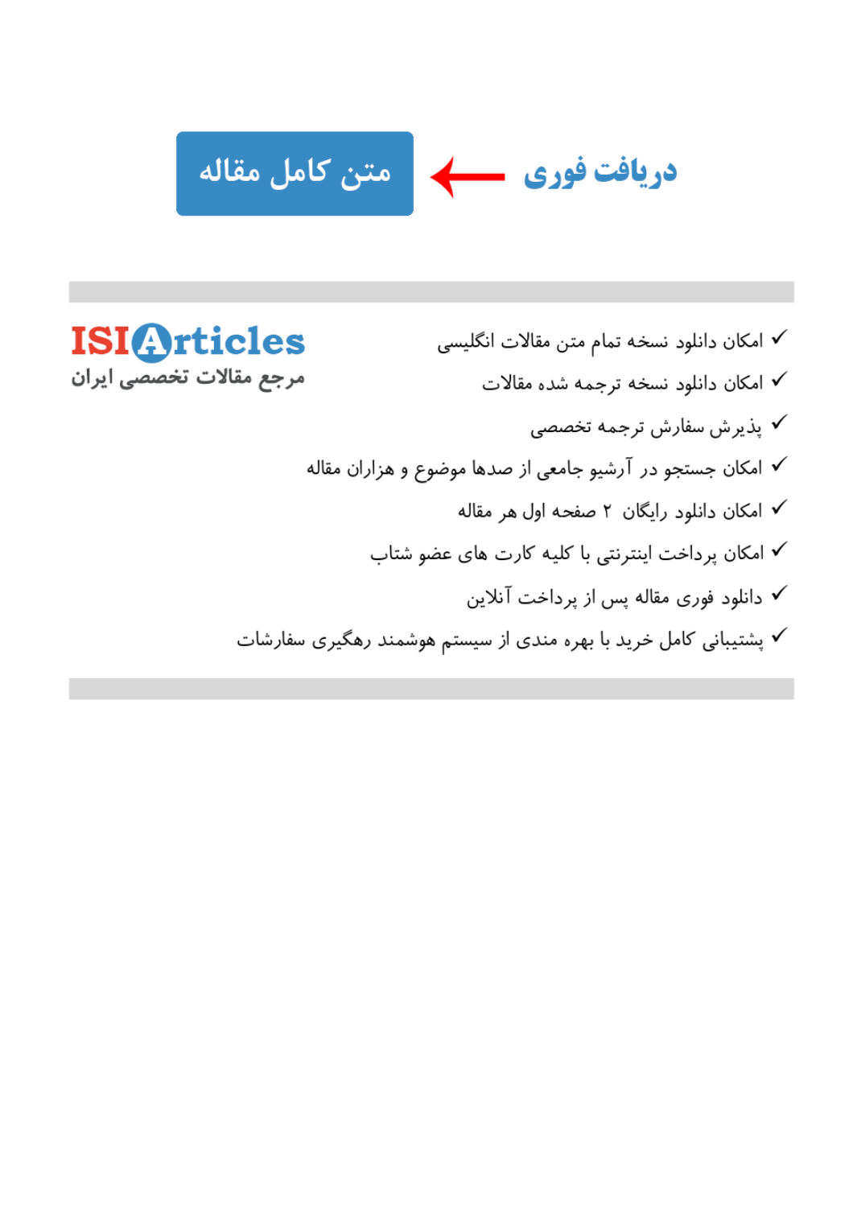دریافت فوری ← متن کامل مقاله

**ISIArticles**
مرجع مقالات تخصصی ایران

- ✓ امکان دانلود نسخه تمام متن مقالات انگلیسی
- ✓ امکان دانلود نسخه ترجمه شده مقالات
- ✓ پذیرش سفارش ترجمه تخصصی
- ✓ امکان جستجو در آرشیو جامعی از صدها موضوع و هزاران مقاله
- ✓ امکان دانلود رایگان ۲ صفحه اول هر مقاله
- ✓ امکان پرداخت اینترنتی با کلیه کارت های عضو شتاب
- ✓ دانلود فوری مقاله پس از پرداخت آنلاین
- ✓ پشتیبانی کامل خرید با بهره مندی از سیستم هوشمند رهگیری سفارشات